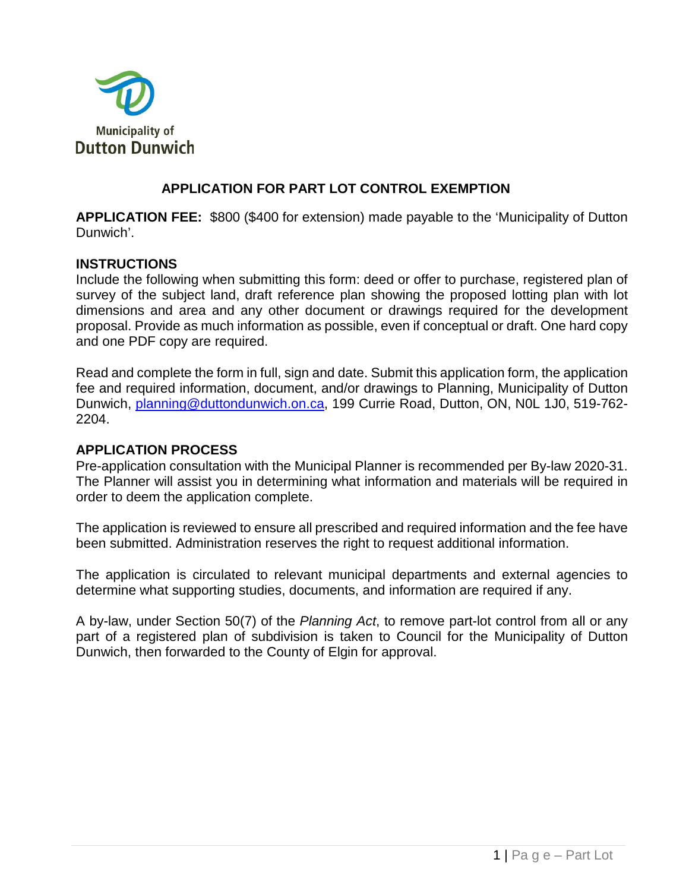Municipality of
Dutton Dunwich

# APPLICATION FOR PART LOT CONTROL EXEMPTION

**APPLICATION FEE:** $800 ($400 for extension) made payable to the 'Municipality of Dutton Dunwich'.

## INSTRUCTIONS

Include the following when submitting this form: deed or offer to purchase, registered plan of survey of the subject land, draft reference plan showing the proposed lotting plan with lot dimensions and area and any other document or drawings required for the development proposal. Provide as much information as possible, even if conceptual or draft. One hard copy and one PDF copy are required.

Read and complete the form in full, sign and date. Submit this application form, the application fee and required information, document, and/or drawings to Planning, Municipality of Dutton Dunwich, planning@duttondunwich.on.ca, 199 Currie Road, Dutton, ON, N0L 1J0, 519-762-2204.

## APPLICATION PROCESS

Pre-application consultation with the Municipal Planner is recommended per By-law 2020-31. The Planner will assist you in determining what information and materials will be required in order to deem the application complete.

The application is reviewed to ensure all prescribed and required information and the fee have been submitted. Administration reserves the right to request additional information.

The application is circulated to relevant municipal departments and external agencies to determine what supporting studies, documents, and information are required if any.

A by-law, under Section 50(7) of the *Planning Act*, to remove part-lot control from all or any part of a registered plan of subdivision is taken to Council for the Municipality of Dutton Dunwich, then forwarded to the County of Elgin for approval.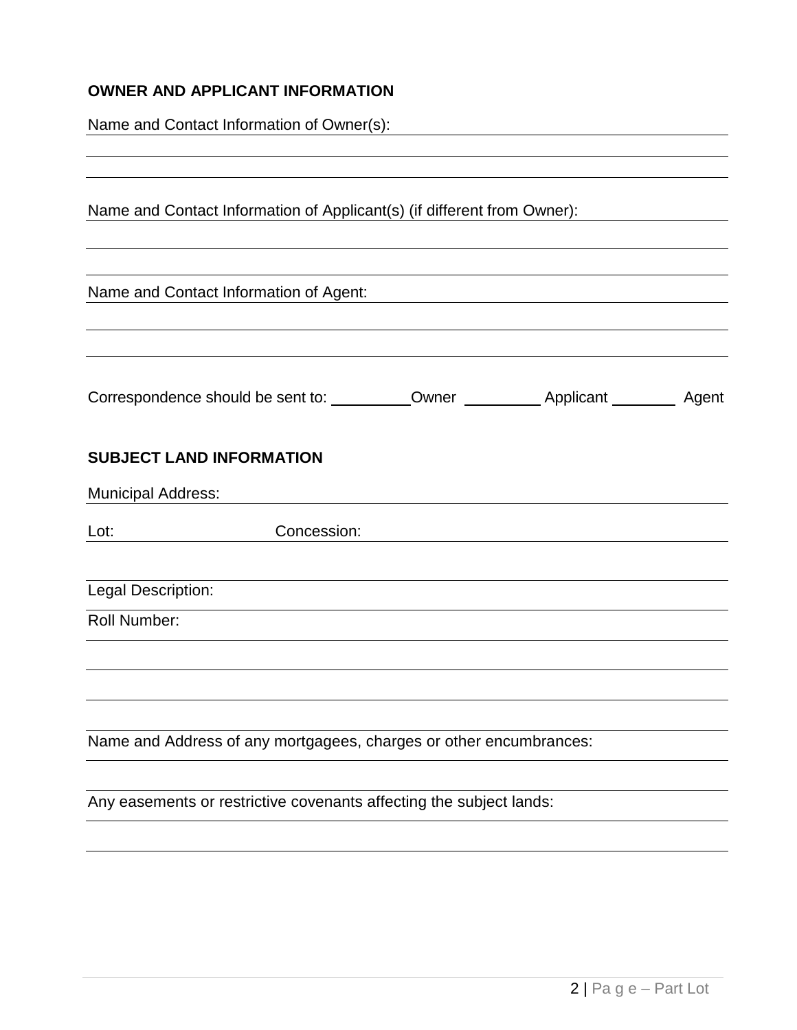**OWNER AND APPLICANT INFORMATION**

Name and Contact Information of Owner(s): ____________________

____________________

____________________

Name and Contact Information of Applicant(s) (if different from Owner): ____________________

____________________

____________________

Name and Contact Information of Agent: ____________________

____________________

____________________

Correspondence should be sent to: ________ Owner ________ Applicant ________ Agent

**SUBJECT LAND INFORMATION**

Municipal Address: ____________________

Lot: ____________ Concession: ____________________

____________________

Legal Description: ____________________

Roll Number: ____________________

____________________

____________________

____________________

Name and Address of any mortgagees, charges or other encumbrances: ____________________

____________________

Any easements or restrictive covenants affecting the subject lands: ____________________

____________________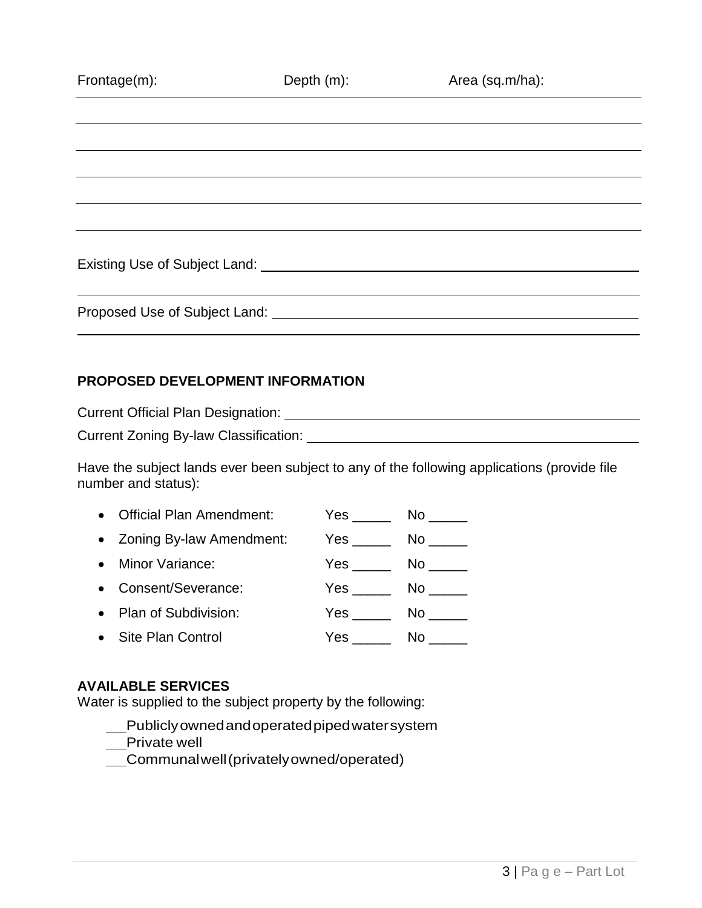Frontage(m): Depth (m): Area (sq.m/ha):

Existing Use of Subject Land: \_\_\_\_\_\_\_\_\_\_\_\_\_\_\_\_\_\_\_\_\_\_\_\_\_\_\_\_\_\_\_\_\_\_\_\_\_\_\_\_

Proposed Use of Subject Land: \_\_\_\_\_\_\_\_\_\_\_\_\_\_\_\_\_\_\_\_\_\_\_\_\_\_\_\_\_\_\_\_\_\_\_\_\_\_\_\_

## PROPOSED DEVELOPMENT INFORMATION

Current Official Plan Designation: \_\_\_\_\_\_\_\_\_\_\_\_\_\_\_\_\_\_\_\_\_\_\_\_\_\_\_\_\_\_\_\_\_\_\_\_\_\_\_\_

Current Zoning By-law Classification: \_\_\_\_\_\_\_\_\_\_\_\_\_\_\_\_\_\_\_\_\_\_\_\_\_\_\_\_\_\_\_\_\_\_\_\_\_\_\_\_

Have the subject lands ever been subject to any of the following applications (provide file number and status):

- Official Plan Amendment: Yes \_\_\_\_\_ No \_\_\_\_\_
- Zoning By-law Amendment: Yes \_\_\_\_\_ No \_\_\_\_\_
- Minor Variance: Yes \_\_\_\_\_ No \_\_\_\_\_
- Consent/Severance: Yes \_\_\_\_\_ No \_\_\_\_\_
- Plan of Subdivision: Yes \_\_\_\_\_ No \_\_\_\_\_
- Site Plan Control Yes \_\_\_\_\_ No \_\_\_\_\_

## AVAILABLE SERVICES

Water is supplied to the subject property by the following:

\_\_Publicly owned and operated piped water system
\_\_Private well
\_\_Communal well (privately owned/operated)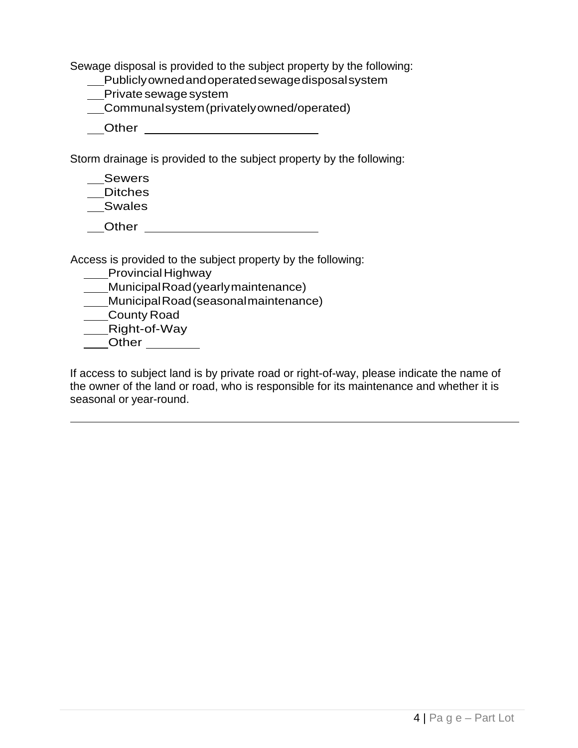Sewage disposal is provided to the subject property by the following:

\_\_Publicly owned and operated sewage disposal system
\_\_Private sewage system
\_\_Communal system (privately owned/operated)
\_\_Other \_\_\_\_\_\_\_\_\_\_\_\_\_\_\_\_\_\_\_\_\_\_\_\_\_\_

Storm drainage is provided to the subject property by the following:

\_\_Sewers
\_\_Ditches
\_\_Swales
\_\_Other \_\_\_\_\_\_\_\_\_\_\_\_\_\_\_\_\_\_\_\_\_\_\_\_\_\_

Access is provided to the subject property by the following:

\_\_\_\_Provincial Highway
\_\_\_\_Municipal Road (yearly maintenance)
\_\_\_\_Municipal Road (seasonal maintenance)
\_\_\_\_County Road
\_\_\_\_Right-of-Way
\_\_\_\_Other \_\_\_\_\_\_\_\_\_

If access to subject land is by private road or right-of-way, please indicate the name of the owner of the land or road, who is responsible for its maintenance and whether it is seasonal or year-round.

\_\_\_\_\_\_\_\_\_\_\_\_\_\_\_\_\_\_\_\_\_\_\_\_\_\_\_\_\_\_\_\_\_\_\_\_\_\_\_\_\_\_\_\_\_\_\_\_\_\_\_\_\_\_\_\_\_\_\_\_\_\_\_\_\_\_\_\_\_\_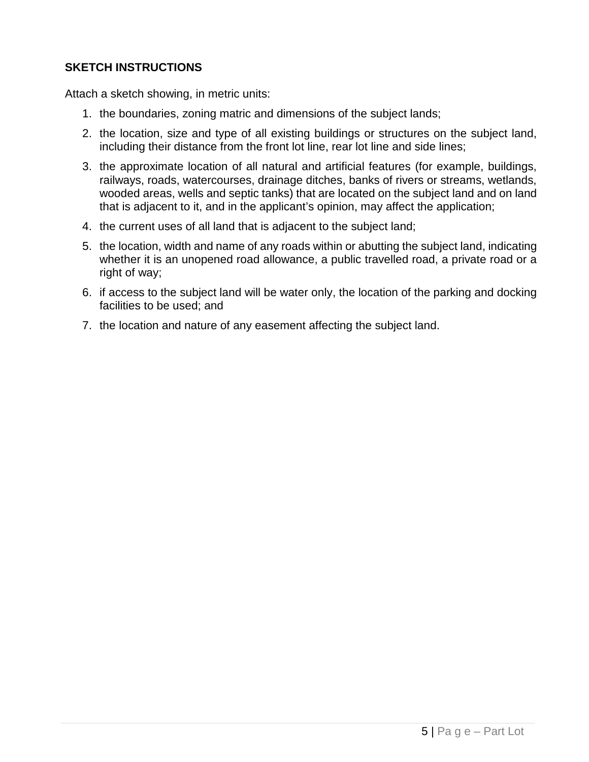**SKETCH INSTRUCTIONS**

Attach a sketch showing, in metric units:

1. the boundaries, zoning matric and dimensions of the subject lands;
2. the location, size and type of all existing buildings or structures on the subject land, including their distance from the front lot line, rear lot line and side lines;
3. the approximate location of all natural and artificial features (for example, buildings, railways, roads, watercourses, drainage ditches, banks of rivers or streams, wetlands, wooded areas, wells and septic tanks) that are located on the subject land and on land that is adjacent to it, and in the applicant's opinion, may affect the application;
4. the current uses of all land that is adjacent to the subject land;
5. the location, width and name of any roads within or abutting the subject land, indicating whether it is an unopened road allowance, a public travelled road, a private road or a right of way;
6. if access to the subject land will be water only, the location of the parking and docking facilities to be used; and
7. the location and nature of any easement affecting the subject land.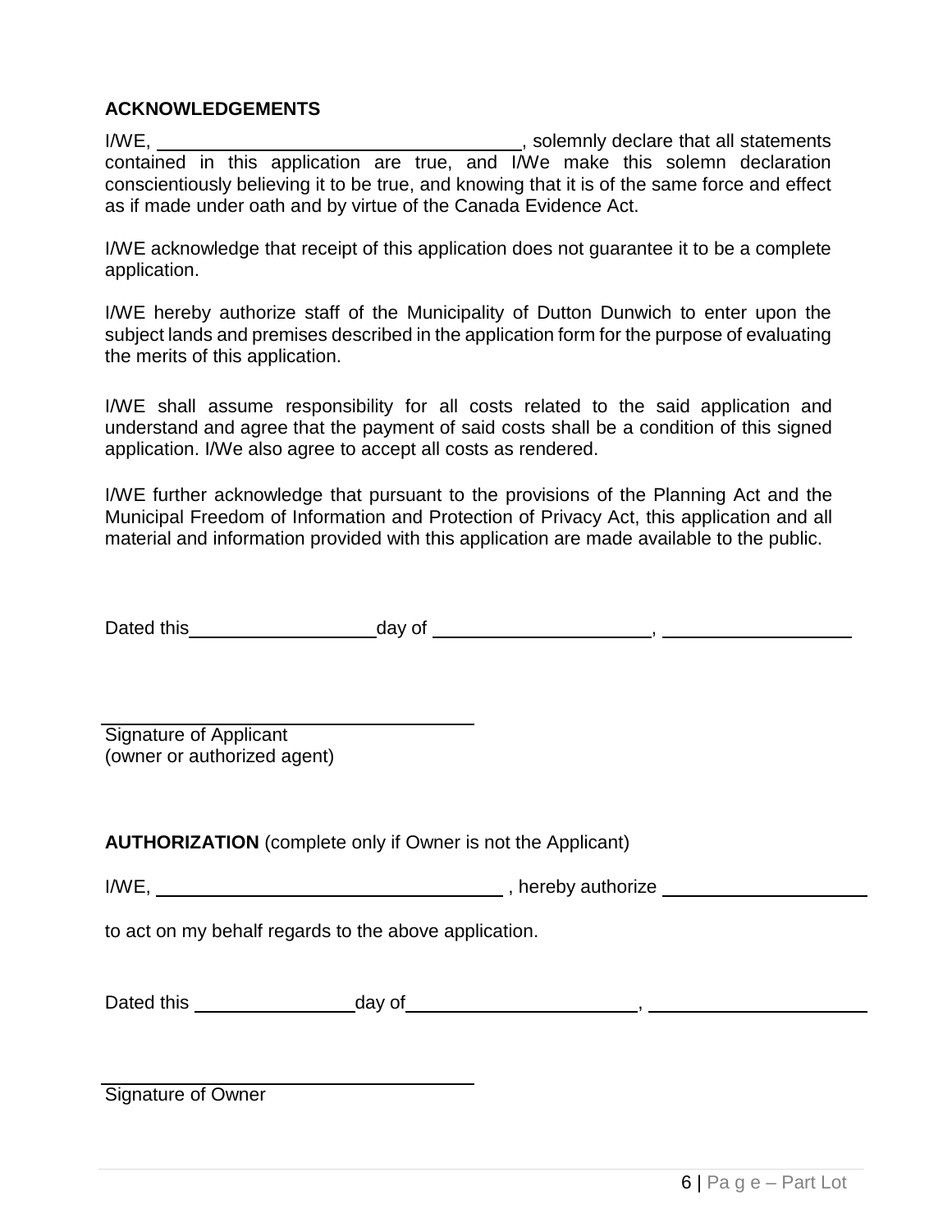## ACKNOWLEDGEMENTS

I/WE, ___________________________________, solemnly declare that all statements contained in this application are true, and I/We make this solemn declaration conscientiously believing it to be true, and knowing that it is of the same force and effect as if made under oath and by virtue of the Canada Evidence Act.

I/WE acknowledge that receipt of this application does not guarantee it to be a complete application.

I/WE hereby authorize staff of the Municipality of Dutton Dunwich to enter upon the subject lands and premises described in the application form for the purpose of evaluating the merits of this application.

I/WE shall assume responsibility for all costs related to the said application and understand and agree that the payment of said costs shall be a condition of this signed application. I/We also agree to accept all costs as rendered.

I/WE further acknowledge that pursuant to the provisions of the Planning Act and the Municipal Freedom of Information and Protection of Privacy Act, this application and all material and information provided with this application are made available to the public.

Dated this__________________day of _____________________, ___________________

___________________________________
Signature of Applicant
(owner or authorized agent)

**AUTHORIZATION** (complete only if Owner is not the Applicant)

I/WE, _________________________________ , hereby authorize ___________________

to act on my behalf regards to the above application.

Dated this _______________day of_____________________, _____________________

___________________________________
Signature of Owner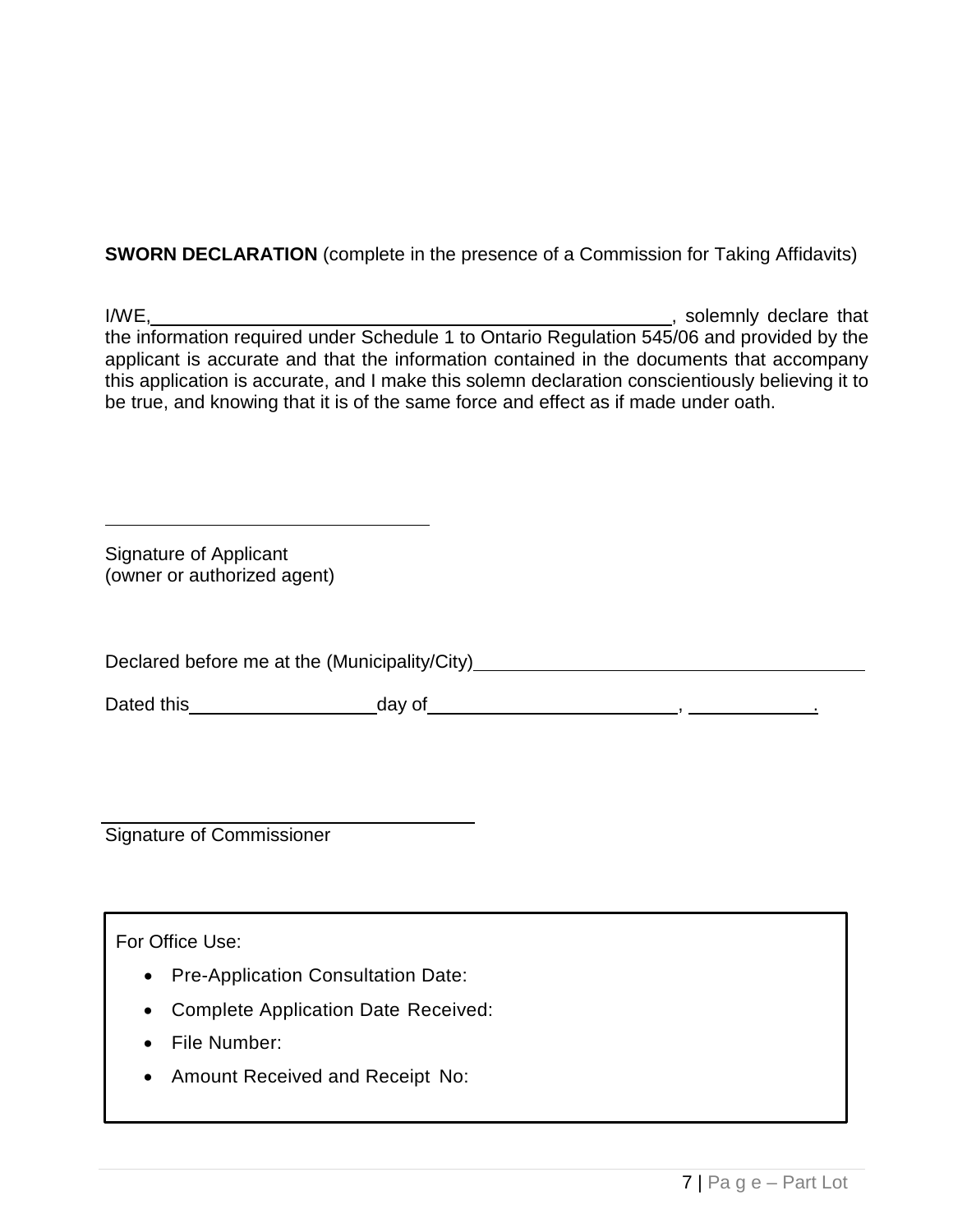**SWORN DECLARATION** (complete in the presence of a Commission for Taking Affidavits)

I/WE,\_\_\_\_\_\_\_\_\_\_\_\_\_\_\_\_\_\_\_\_\_\_\_\_\_\_\_\_\_\_\_\_\_\_\_\_\_\_\_\_\_\_\_\_\_\_\_\_\_\_, solemnly declare that the information required under Schedule 1 to Ontario Regulation 545/06 and provided by the applicant is accurate and that the information contained in the documents that accompany this application is accurate, and I make this solemn declaration conscientiously believing it to be true, and knowing that it is of the same force and effect as if made under oath.

\_\_\_\_\_\_\_\_\_\_\_\_\_\_\_\_\_\_\_\_\_\_\_\_\_\_\_\_\_\_\_\_

Signature of Applicant
(owner or authorized agent)

Declared before me at the (Municipality/City)\_\_\_\_\_\_\_\_\_\_\_\_\_\_\_\_\_\_\_\_\_\_\_\_\_\_\_\_\_\_\_\_\_\_\_\_

Dated this\_\_\_\_\_\_\_\_\_\_\_\_\_\_\_\_day of\_\_\_\_\_\_\_\_\_\_\_\_\_\_\_\_\_\_\_\_\_\_, \_\_\_\_\_\_\_\_\_\_\_.

\_\_\_\_\_\_\_\_\_\_\_\_\_\_\_\_\_\_\_\_\_\_\_\_\_\_\_\_\_\_\_\_\_\_\_\_

Signature of Commissioner

For Office Use:

- Pre-Application Consultation Date:
- Complete Application Date Received:
- File Number:
- Amount Received and Receipt No: